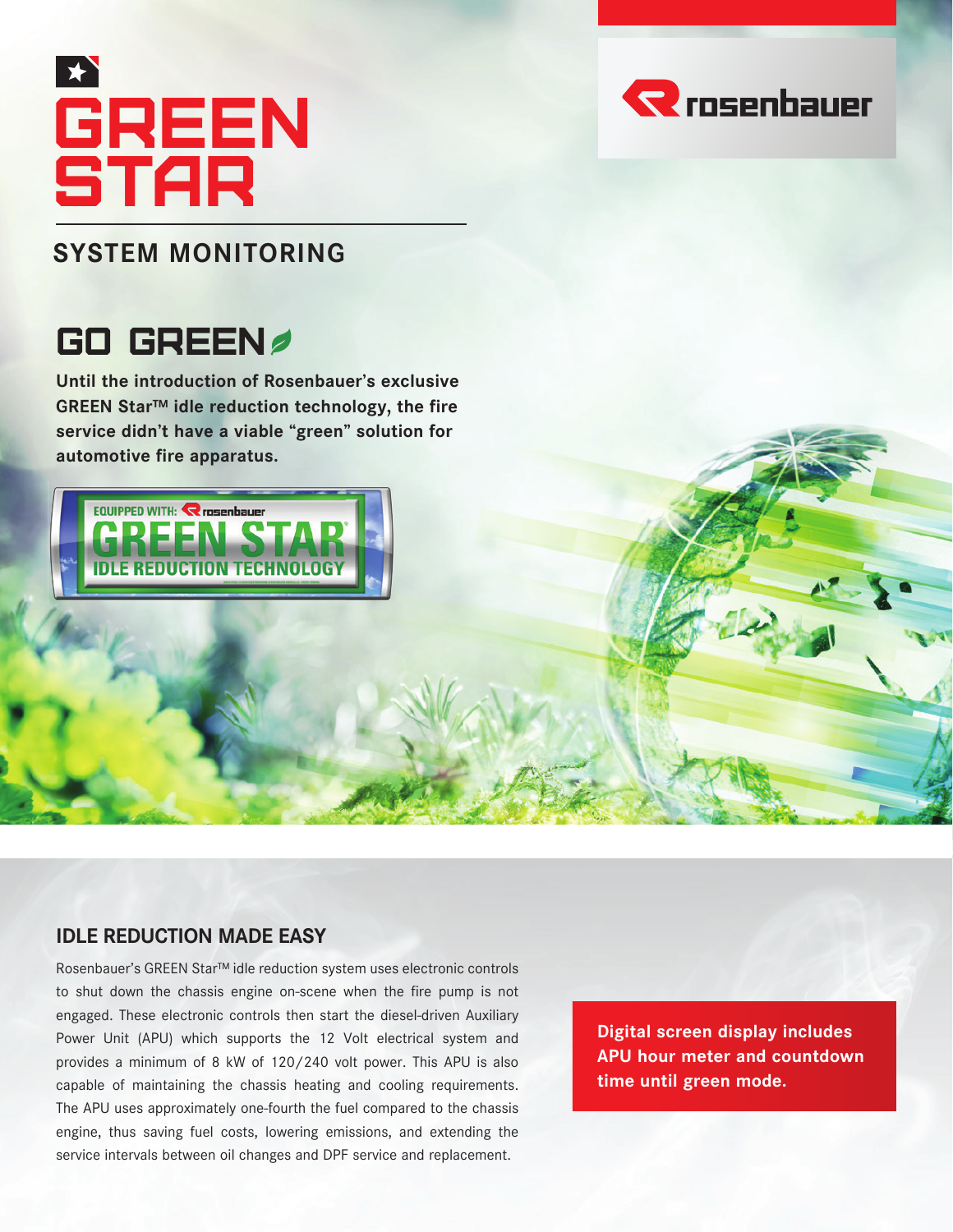# GREEN STAR

## SYSTEM MONITORING

## GO GREEN

**Until the introduction of Rosenbauer's exclusive GREEN Star™ idle reduction technology, the fire service didn't have a viable "green" solution for automotive fire apparatus.**

EQUIPPED WITH: rosenbauer GREEN STAR® IDLE REDUCTION TECHNOLOGY

### IDLE REDUCTION MADE EASY

Rosenbauer's GREEN Star™ idle reduction system uses electronic controls to shut down the chassis engine on-scene when the fire pump is not engaged. These electronic controls then start the diesel-driven Auxiliary Power Unit (APU) which supports the 12 Volt electrical system and provides a minimum of 8 kW of 120/240 volt power. This APU is also capable of maintaining the chassis heating and cooling requirements. The APU uses approximately one-fourth the fuel compared to the chassis engine, thus saving fuel costs, lowering emissions, and extending the service intervals between oil changes and DPF service and replacement.

**Digital screen display includes APU hour meter and countdown time until green mode.**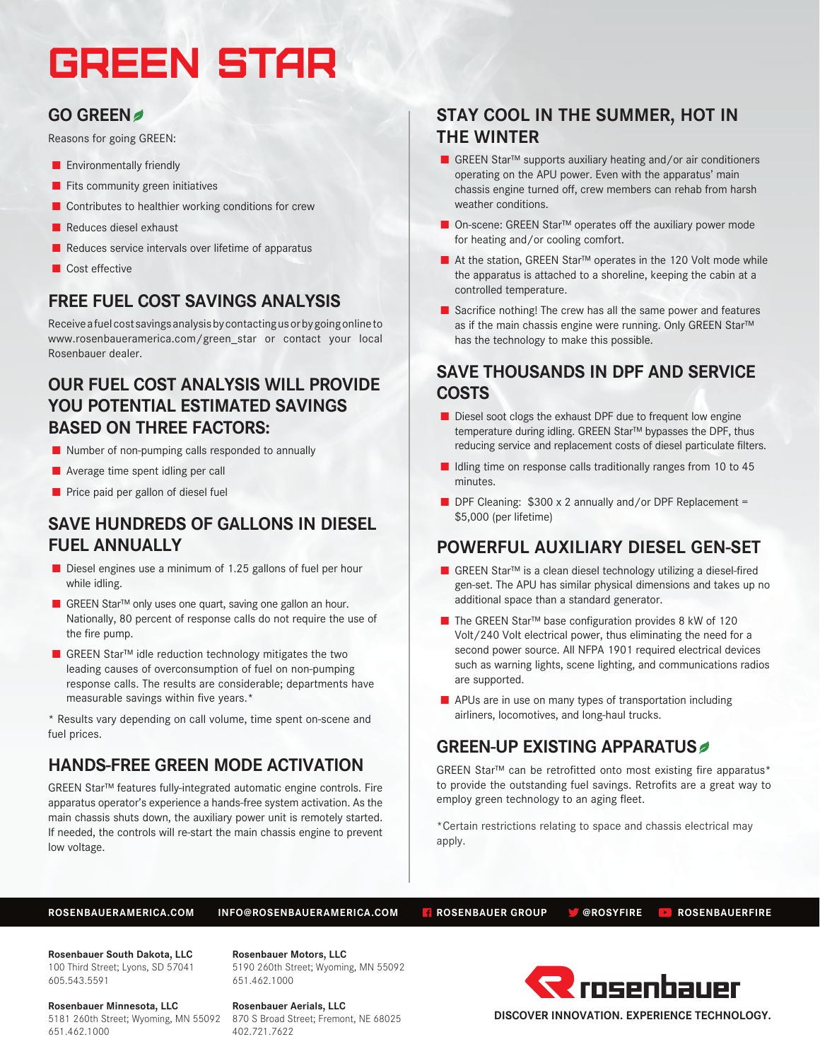# GREEN STAR

## GO GREEN

Reasons for going GREEN:

- Environmentally friendly
- Fits community green initiatives
- Contributes to healthier working conditions for crew
- Reduces diesel exhaust
- Reduces service intervals over lifetime of apparatus
- Cost effective

## FREE FUEL COST SAVINGS ANALYSIS

Receive a fuel cost savings analysis by contacting us or by going online to www.rosenbaueramerica.com/green_star or contact your local Rosenbauer dealer.

## OUR FUEL COST ANALYSIS WILL PROVIDE YOU POTENTIAL ESTIMATED SAVINGS BASED ON THREE FACTORS:

- Number of non-pumping calls responded to annually
- Average time spent idling per call
- Price paid per gallon of diesel fuel

## SAVE HUNDREDS OF GALLONS IN DIESEL FUEL ANNUALLY

- Diesel engines use a minimum of 1.25 gallons of fuel per hour while idling.
- GREEN Star™ only uses one quart, saving one gallon an hour. Nationally, 80 percent of response calls do not require the use of the fire pump.
- GREEN Star™ idle reduction technology mitigates the two leading causes of overconsumption of fuel on non-pumping response calls. The results are considerable; departments have measurable savings within five years.*

* Results vary depending on call volume, time spent on-scene and fuel prices.

## HANDS-FREE GREEN MODE ACTIVATION

GREEN Star™ features fully-integrated automatic engine controls. Fire apparatus operator's experience a hands-free system activation. As the main chassis shuts down, the auxiliary power unit is remotely started. If needed, the controls will re-start the main chassis engine to prevent low voltage.

## STAY COOL IN THE SUMMER, HOT IN THE WINTER

- GREEN Star™ supports auxiliary heating and/or air conditioners operating on the APU power. Even with the apparatus' main chassis engine turned off, crew members can rehab from harsh weather conditions.
- On-scene: GREEN Star™ operates off the auxiliary power mode for heating and/or cooling comfort.
- At the station, GREEN Star™ operates in the 120 Volt mode while the apparatus is attached to a shoreline, keeping the cabin at a controlled temperature.
- Sacrifice nothing! The crew has all the same power and features as if the main chassis engine were running. Only GREEN Star™ has the technology to make this possible.

## SAVE THOUSANDS IN DPF AND SERVICE COSTS

- Diesel soot clogs the exhaust DPF due to frequent low engine temperature during idling. GREEN Star™ bypasses the DPF, thus reducing service and replacement costs of diesel particulate filters.
- Idling time on response calls traditionally ranges from 10 to 45 minutes.
- DPF Cleaning: $300 x 2 annually and/or DPF Replacement = $5,000 (per lifetime)

## POWERFUL AUXILIARY DIESEL GEN-SET

- GREEN Star™ is a clean diesel technology utilizing a diesel-fired gen-set. The APU has similar physical dimensions and takes up no additional space than a standard generator.
- The GREEN Star™ base configuration provides 8 kW of 120 Volt/240 Volt electrical power, thus eliminating the need for a second power source. All NFPA 1901 required electrical devices such as warning lights, scene lighting, and communications radios are supported.
- APUs are in use on many types of transportation including airliners, locomotives, and long-haul trucks.

## GREEN-UP EXISTING APPARATUS

GREEN Star™ can be retrofitted onto most existing fire apparatus* to provide the outstanding fuel savings. Retrofits are a great way to employ green technology to an aging fleet.

*Certain restrictions relating to space and chassis electrical may apply.

ROSENBAUERAMERICA.COM INFO@ROSENBAUERAMERICA.COM ROSENBAUER GROUP @ROSYFIRE ROSENBAUERFIRE

**Rosenbauer South Dakota, LLC**
100 Third Street; Lyons, SD 57041
605.543.5591

**Rosenbauer Minnesota, LLC**
5181 260th Street; Wyoming, MN 55092
651.462.1000

**Rosenbauer Motors, LLC**
5190 260th Street; Wyoming, MN 55092
651.462.1000

**Rosenbauer Aerials, LLC**
870 S Broad Street; Fremont, NE 68025
402.721.7622

rosenbauer

DISCOVER INNOVATION. EXPERIENCE TECHNOLOGY.